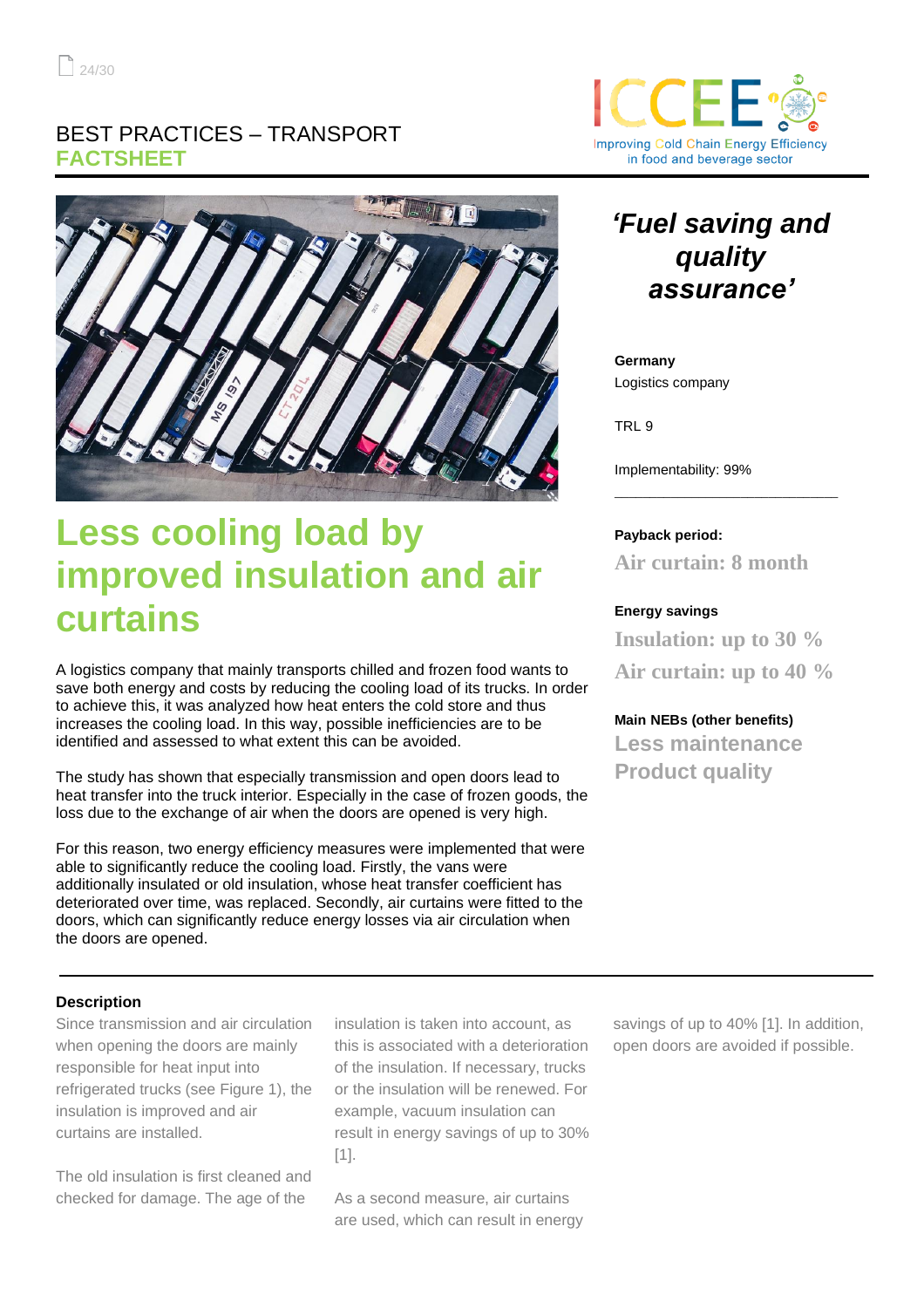BEST PRACTICES – TRANSPORT
**FACTSHEET**

# Less cooling load by improved insulation and air curtains

A logistics company that mainly transports chilled and frozen food wants to save both energy and costs by reducing the cooling load of its trucks. In order to achieve this, it was analyzed how heat enters the cold store and thus increases the cooling load. In this way, possible inefficiencies are to be identified and assessed to what extent this can be avoided.

The study has shown that especially transmission and open doors lead to heat transfer into the truck interior. Especially in the case of frozen goods, the loss due to the exchange of air when the doors are opened is very high.

For this reason, two energy efficiency measures were implemented that were able to significantly reduce the cooling load. Firstly, the vans were additionally insulated or old insulation, whose heat transfer coefficient has deteriorated over time, was replaced. Secondly, air curtains were fitted to the doors, which can significantly reduce energy losses via air circulation when the doors are opened.

## *'Fuel saving and quality assurance'*

**Germany**
Logistics company

TRL 9

Implementability: 99%

**Payback period:**
Air curtain: 8 month

**Energy savings**
Insulation: up to 30 %
Air curtain: up to 40 %

**Main NEBs (other benefits)**
Less maintenance
Product quality

### Description

Since transmission and air circulation when opening the doors are mainly responsible for heat input into refrigerated trucks (see Figure 1), the insulation is improved and air curtains are installed.

The old insulation is first cleaned and checked for damage. The age of the insulation is taken into account, as this is associated with a deterioration of the insulation. If necessary, trucks or the insulation will be renewed. For example, vacuum insulation can result in energy savings of up to 30% [1].

As a second measure, air curtains are used, which can result in energy savings of up to 40% [1]. In addition, open doors are avoided if possible.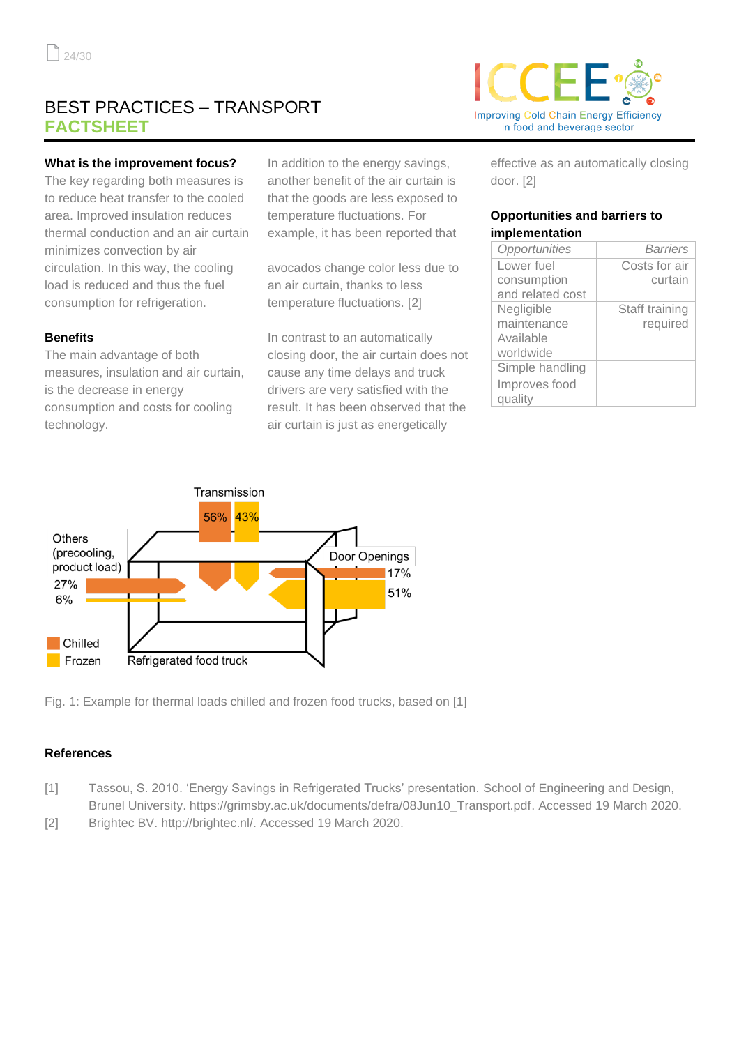# BEST PRACTICES – TRANSPORT
## FACTSHEET

### What is the improvement focus?

The key regarding both measures is to reduce heat transfer to the cooled area. Improved insulation reduces thermal conduction and an air curtain minimizes convection by air circulation. In this way, the cooling load is reduced and thus the fuel consumption for refrigeration.

### Benefits

The main advantage of both measures, insulation and air curtain, is the decrease in energy consumption and costs for cooling technology.

In addition to the energy savings, another benefit of the air curtain is that the goods are less exposed to temperature fluctuations. For example, it has been reported that avocados change color less due to an air curtain, thanks to less temperature fluctuations. [2]

In contrast to an automatically closing door, the air curtain does not cause any time delays and truck drivers are very satisfied with the result. It has been observed that the air curtain is just as energetically effective as an automatically closing door. [2]

### Opportunities and barriers to implementation

| *Opportunities* | *Barriers* |
|---|---|
| Lower fuel consumption and related cost | Costs for air curtain |
| Negligible maintenance | Staff training required |
| Available worldwide | |
| Simple handling | |
| Improves food quality | |

Transmission: 56% (Chilled), 43% (Frozen)
Others (precooling, product load): 27% (Chilled), 6% (Frozen)
Door Openings: 17% (Chilled), 51% (Frozen)
Refrigerated food truck

Fig. 1: Example for thermal loads chilled and frozen food trucks, based on [1]

### References

[1] Tassou, S. 2010. 'Energy Savings in Refrigerated Trucks' presentation. School of Engineering and Design, Brunel University. https://grimsby.ac.uk/documents/defra/08Jun10_Transport.pdf. Accessed 19 March 2020.

[2] Brightec BV. http://brightec.nl/. Accessed 19 March 2020.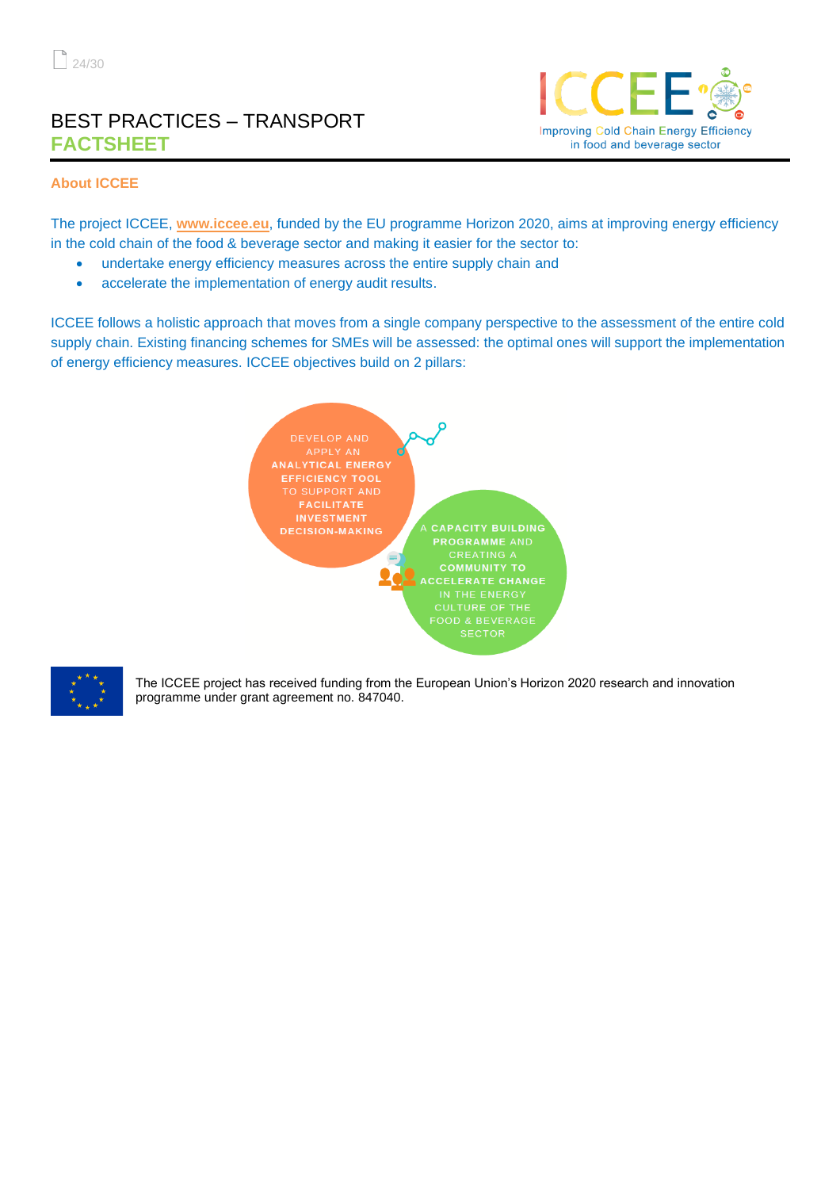# BEST PRACTICES – TRANSPORT
## FACTSHEET

### About ICCEE

The project ICCEE, **www.iccee.eu**, funded by the EU programme Horizon 2020, aims at improving energy efficiency in the cold chain of the food & beverage sector and making it easier for the sector to:

- undertake energy efficiency measures across the entire supply chain and
- accelerate the implementation of energy audit results.

ICCEE follows a holistic approach that moves from a single company perspective to the assessment of the entire cold supply chain. Existing financing schemes for SMEs will be assessed: the optimal ones will support the implementation of energy efficiency measures. ICCEE objectives build on 2 pillars:

DEVELOP AND APPLY AN **ANALYTICAL ENERGY EFFICIENCY TOOL** TO SUPPORT AND **FACILITATE INVESTMENT DECISION-MAKING**

A **CAPACITY BUILDING PROGRAMME** AND CREATING A **COMMUNITY TO ACCELERATE CHANGE** IN THE ENERGY CULTURE OF THE FOOD & BEVERAGE SECTOR

The ICCEE project has received funding from the European Union's Horizon 2020 research and innovation programme under grant agreement no. 847040.